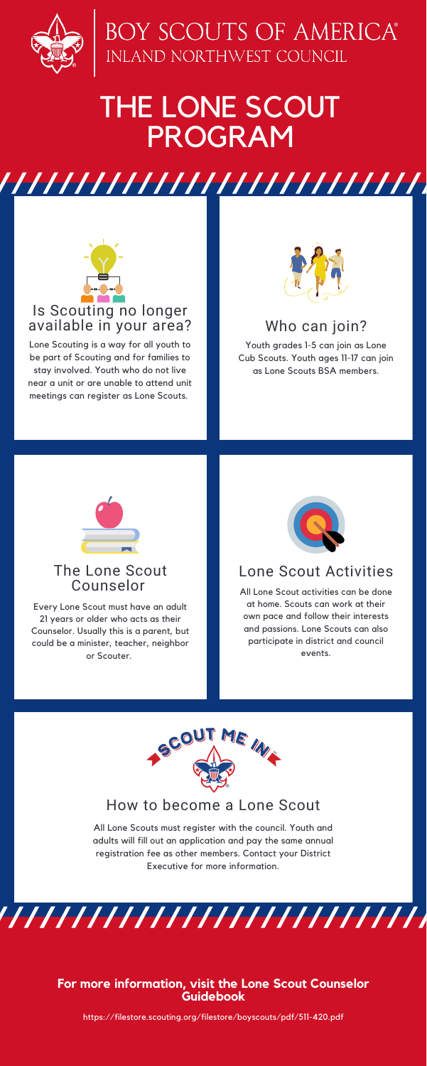BOY SCOUTS OF AMERICA®
INLAND NORTHWEST COUNCIL

# THE LONE SCOUT PROGRAM

## Is Scouting no longer available in your area?

Lone Scouting is a way for all youth to be part of Scouting and for families to stay involved. Youth who do not live near a unit or are unable to attend unit meetings can register as Lone Scouts.

## Who can join?

Youth grades 1-5 can join as Lone Cub Scouts. Youth ages 11-17 can join as Lone Scouts BSA members.

## The Lone Scout Counselor

Every Lone Scout must have an adult 21 years or older who acts as their Counselor. Usually this is a parent, but could be a minister, teacher, neighbor or Scouter.

## Lone Scout Activities

All Lone Scout activities can be done at home. Scouts can work at their own pace and follow their interests and passions. Lone Scouts can also participate in district and council events.

SCOUT ME IN

## How to become a Lone Scout

All Lone Scouts must register with the council. Youth and adults will fill out an application and pay the same annual registration fee as other members. Contact your District Executive for more information.

**For more information, visit the Lone Scout Counselor Guidebook**

https://filestore.scouting.org/filestore/boyscouts/pdf/511-420.pdf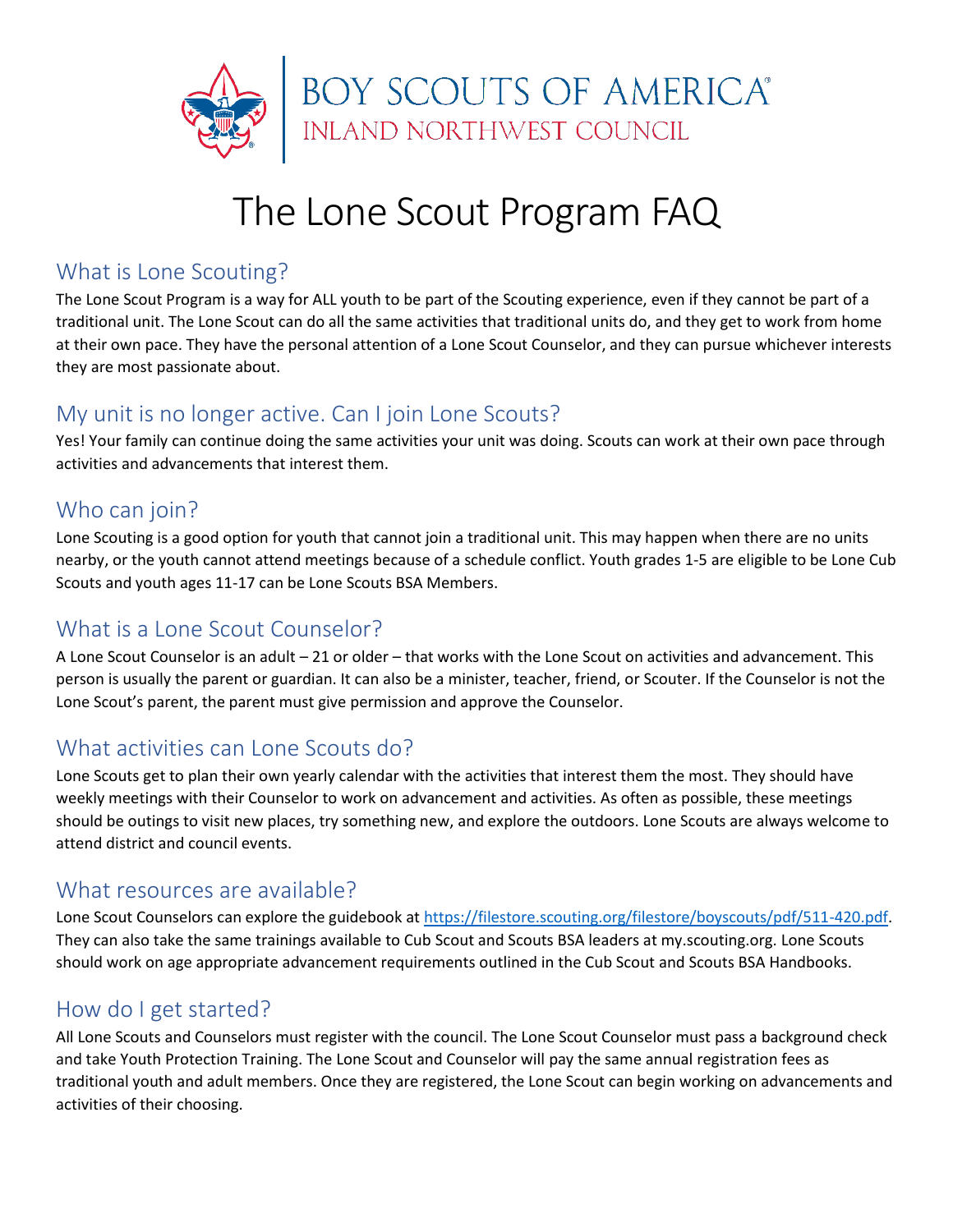BOY SCOUTS OF AMERICA®
INLAND NORTHWEST COUNCIL

# The Lone Scout Program FAQ

## What is Lone Scouting?

The Lone Scout Program is a way for ALL youth to be part of the Scouting experience, even if they cannot be part of a traditional unit. The Lone Scout can do all the same activities that traditional units do, and they get to work from home at their own pace. They have the personal attention of a Lone Scout Counselor, and they can pursue whichever interests they are most passionate about.

## My unit is no longer active. Can I join Lone Scouts?

Yes! Your family can continue doing the same activities your unit was doing. Scouts can work at their own pace through activities and advancements that interest them.

## Who can join?

Lone Scouting is a good option for youth that cannot join a traditional unit. This may happen when there are no units nearby, or the youth cannot attend meetings because of a schedule conflict. Youth grades 1-5 are eligible to be Lone Cub Scouts and youth ages 11-17 can be Lone Scouts BSA Members.

## What is a Lone Scout Counselor?

A Lone Scout Counselor is an adult – 21 or older – that works with the Lone Scout on activities and advancement. This person is usually the parent or guardian. It can also be a minister, teacher, friend, or Scouter. If the Counselor is not the Lone Scout's parent, the parent must give permission and approve the Counselor.

## What activities can Lone Scouts do?

Lone Scouts get to plan their own yearly calendar with the activities that interest them the most. They should have weekly meetings with their Counselor to work on advancement and activities. As often as possible, these meetings should be outings to visit new places, try something new, and explore the outdoors. Lone Scouts are always welcome to attend district and council events.

## What resources are available?

Lone Scout Counselors can explore the guidebook at [https://filestore.scouting.org/filestore/boyscouts/pdf/511-420.pdf](https://filestore.scouting.org/filestore/boyscouts/pdf/511-420.pdf). They can also take the same trainings available to Cub Scout and Scouts BSA leaders at my.scouting.org. Lone Scouts should work on age appropriate advancement requirements outlined in the Cub Scout and Scouts BSA Handbooks.

## How do I get started?

All Lone Scouts and Counselors must register with the council. The Lone Scout Counselor must pass a background check and take Youth Protection Training. The Lone Scout and Counselor will pay the same annual registration fees as traditional youth and adult members. Once they are registered, the Lone Scout can begin working on advancements and activities of their choosing.